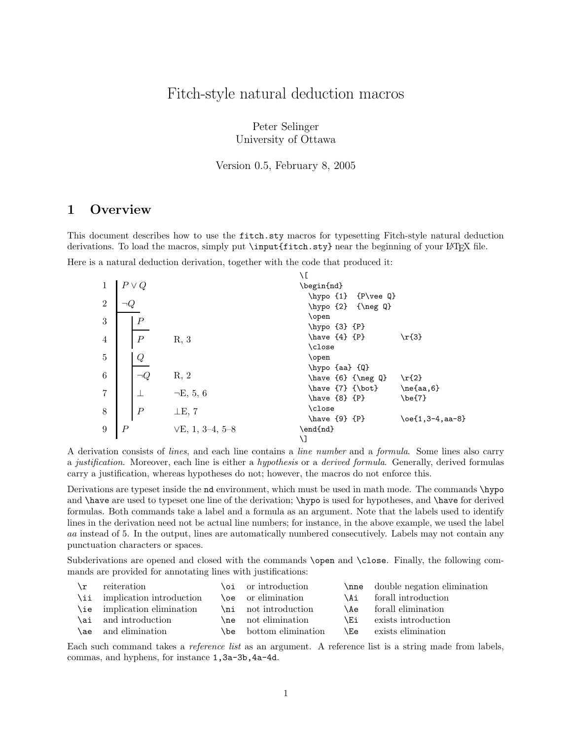# Fitch-style natural deduction macros

Peter Selinger
University of Ottawa

Version 0.5, February 8, 2005

## 1 Overview

This document describes how to use the `fitch.sty` macros for typesetting Fitch-style natural deduction derivations. To load the macros, simply put `\input{fitch.sty}` near the beginning of your LaTeX file.

Here is a natural deduction derivation, together with the code that produced it:

| | | | |
|---|---|---|---|
| 1 | $P \vee Q$ | | (hypothesis) |
| 2 | $\neg Q$ | | (hypothesis) |
| 3 | &nbsp;&nbsp;&nbsp;&nbsp;$P$ | | (hypothesis, subderivation) |
| 4 | &nbsp;&nbsp;&nbsp;&nbsp;$P$ | R, 3 | |
| 5 | &nbsp;&nbsp;&nbsp;&nbsp;$Q$ | | (hypothesis, subderivation) |
| 6 | &nbsp;&nbsp;&nbsp;&nbsp;$\neg Q$ | R, 2 | |
| 7 | &nbsp;&nbsp;&nbsp;&nbsp;$\bot$ | $\neg$E, 5, 6 | |
| 8 | &nbsp;&nbsp;&nbsp;&nbsp;$P$ | $\bot$E, 7 | |
| 9 | $P$ | $\vee$E, 1, 3–4, 5–8 | |

```
\[
\begin{nd}
  \hypo {1}  {P\vee Q}
  \hypo {2}  {\neg Q}
  \open
  \hypo {3} {P}
  \have {4} {P}        \r{3}
  \close
  \open
  \hypo {aa} {Q}
  \have {6} {\neg Q}   \r{2}
  \have {7} {\bot}     \ne{aa,6}
  \have {8} {P}        \be{7}
  \close
  \have {9} {P}        \oe{1,3-4,aa-8}
\end{nd}
\]
```

A derivation consists of *lines*, and each line contains a *line number* and a *formula*. Some lines also carry a *justification*. Moreover, each line is either a *hypothesis* or a *derived formula*. Generally, derived formulas carry a justification, whereas hypotheses do not; however, the macros do not enforce this.

Derivations are typeset inside the `nd` environment, which must be used in math mode. The commands `\hypo` and `\have` are used to typeset one line of the derivation; `\hypo` is used for hypotheses, and `\have` for derived formulas. Both commands take a label and a formula as an argument. Note that the labels used to identify lines in the derivation need not be actual line numbers; for instance, in the above example, we used the label *aa* instead of 5. In the output, lines are automatically numbered consecutively. Labels may not contain any punctuation characters or spaces.

Subderivations are opened and closed with the commands `\open` and `\close`. Finally, the following commands are provided for annotating lines with justifications:

| | | | | | |
|---|---|---|---|---|---|
| `\r` | reiteration | `\oi` | or introduction | `\nne` | double negation elimination |
| `\ii` | implication introduction | `\oe` | or elimination | `\Ai` | forall introduction |
| `\ie` | implication elimination | `\ni` | not introduction | `\Ae` | forall elimination |
| `\ai` | and introduction | `\ne` | not elimination | `\Ei` | exists introduction |
| `\ae` | and elimination | `\be` | bottom elimination | `\Ee` | exists elimination |

Each such command takes a *reference list* as an argument. A reference list is a string made from labels, commas, and hyphens, for instance `1,3a-3b,4a-4d`.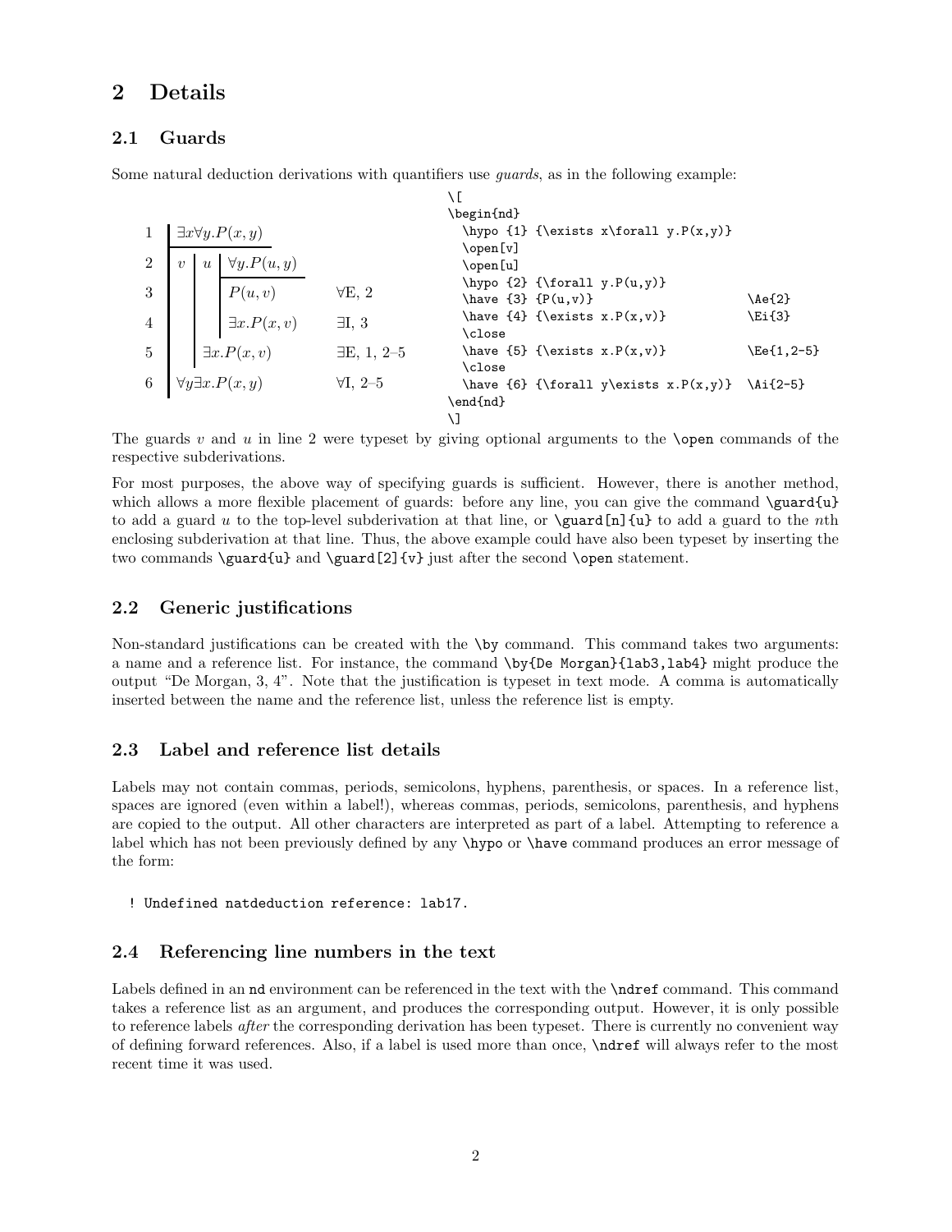## 2 Details

### 2.1 Guards

Some natural deduction derivations with quantifiers use *guards*, as in the following example:

| | | |
|---|---|---|
| 1 | $\exists x \forall y.P(x,y)$ | |
| 2 | $v$ $u$ $\forall y.P(u,y)$ | |
| 3 | $P(u,v)$ | $\forall$E, 2 |
| 4 | $\exists x.P(x,v)$ | $\exists$I, 3 |
| 5 | $\exists x.P(x,v)$ | $\exists$E, 1, 2–5 |
| 6 | $\forall y \exists x.P(x,y)$ | $\forall$I, 2–5 |

```
\[
\begin{nd}
  \hypo {1} {\exists x\forall y.P(x,y)}
  \open[v]
  \open[u]
  \hypo {2} {\forall y.P(u,y)}
  \have {3} {P(u,v)}                        \Ae{2}
  \have {4} {\exists x.P(x,v)}              \Ei{3}
  \close
  \have {5} {\exists x.P(x,v)}              \Ee{1,2-5}
  \close
  \have {6} {\forall y\exists x.P(x,y)}     \Ai{2-5}
\end{nd}
\]
```

The guards $v$ and $u$ in line 2 were typeset by giving optional arguments to the `\open` commands of the respective subderivations.

For most purposes, the above way of specifying guards is sufficient. However, there is another method, which allows a more flexible placement of guards: before any line, you can give the command `\guard{u}` to add a guard $u$ to the top-level subderivation at that line, or `\guard[n]{u}` to add a guard to the $n$th enclosing subderivation at that line. Thus, the above example could have also been typeset by inserting the two commands `\guard{u}` and `\guard[2]{v}` just after the second `\open` statement.

### 2.2 Generic justifications

Non-standard justifications can be created with the `\by` command. This command takes two arguments: a name and a reference list. For instance, the command `\by{De Morgan}{lab3,lab4}` might produce the output "De Morgan, 3, 4". Note that the justification is typeset in text mode. A comma is automatically inserted between the name and the reference list, unless the reference list is empty.

### 2.3 Label and reference list details

Labels may not contain commas, periods, semicolons, hyphens, parenthesis, or spaces. In a reference list, spaces are ignored (even within a label!), whereas commas, periods, semicolons, parenthesis, and hyphens are copied to the output. All other characters are interpreted as part of a label. Attempting to reference a label which has not been previously defined by any `\hypo` or `\have` command produces an error message of the form:

```
! Undefined natdeduction reference: lab17.
```

### 2.4 Referencing line numbers in the text

Labels defined in an `nd` environment can be referenced in the text with the `\ndref` command. This command takes a reference list as an argument, and produces the corresponding output. However, it is only possible to reference labels *after* the corresponding derivation has been typeset. There is currently no convenient way of defining forward references. Also, if a label is used more than once, `\ndref` will always refer to the most recent time it was used.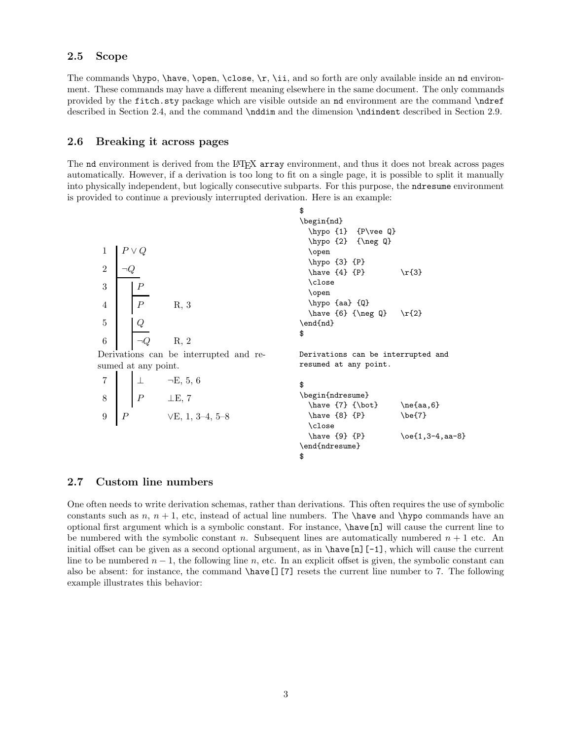## 2.5 Scope

The commands `\hypo`, `\have`, `\open`, `\close`, `\r`, `\ii`, and so forth are only available inside an `nd` environment. These commands may have a different meaning elsewhere in the same document. The only commands provided by the `fitch.sty` package which are visible outside an `nd` environment are the command `\ndref` described in Section 2.4, and the command `\nddim` and the dimension `\ndindent` described in Section 2.9.

## 2.6 Breaking it across pages

The `nd` environment is derived from the LaTeX `array` environment, and thus it does not break across pages automatically. However, if a derivation is too long to fit on a single page, it is possible to split it manually into physically independent, but logically consecutive subparts. For this purpose, the `ndresume` environment is provided to continue a previously interrupted derivation. Here is an example:

```
1 | P ∨ Q
2 | ¬Q
  |----
3 |   | P
  |   |---
4 |   | P        R, 3
5 |   | Q
  |   |---
6 |   | ¬Q       R, 2
```

Derivations can be interrupted and resumed at any point.

```
7 |   | ⊥        ¬E, 5, 6
8 |   | P        ⊥E, 7
9 | P            ∨E, 1, 3–4, 5–8
```

```
$
\begin{nd}
  \hypo {1}  {P\vee Q}
  \hypo {2}  {\neg Q}
  \open
  \hypo {3} {P}
  \have {4} {P}        \r{3}
  \close
  \open
  \hypo {aa} {Q}
  \have {6} {\neg Q}   \r{2}
\end{nd}
$

Derivations can be interrupted and
resumed at any point.

$
\begin{ndresume}
  \have {7} {\bot}     \ne{aa,6}
  \have {8} {P}        \be{7}
  \close
  \have {9} {P}        \oe{1,3-4,aa-8}
\end{ndresume}
$
```

## 2.7 Custom line numbers

One often needs to write derivation schemas, rather than derivations. This often requires the use of symbolic constants such as $n$, $n+1$, etc, instead of actual line numbers. The `\have` and `\hypo` commands have an optional first argument which is a symbolic constant. For instance, `\have[n]` will cause the current line to be numbered with the symbolic constant $n$. Subsequent lines are automatically numbered $n+1$ etc. An initial offset can be given as a second optional argument, as in `\have[n][-1]`, which will cause the current line to be numbered $n-1$, the following line $n$, etc. In an explicit offset is given, the symbolic constant can also be absent: for instance, the command `\have[][7]` resets the current line number to 7. The following example illustrates this behavior: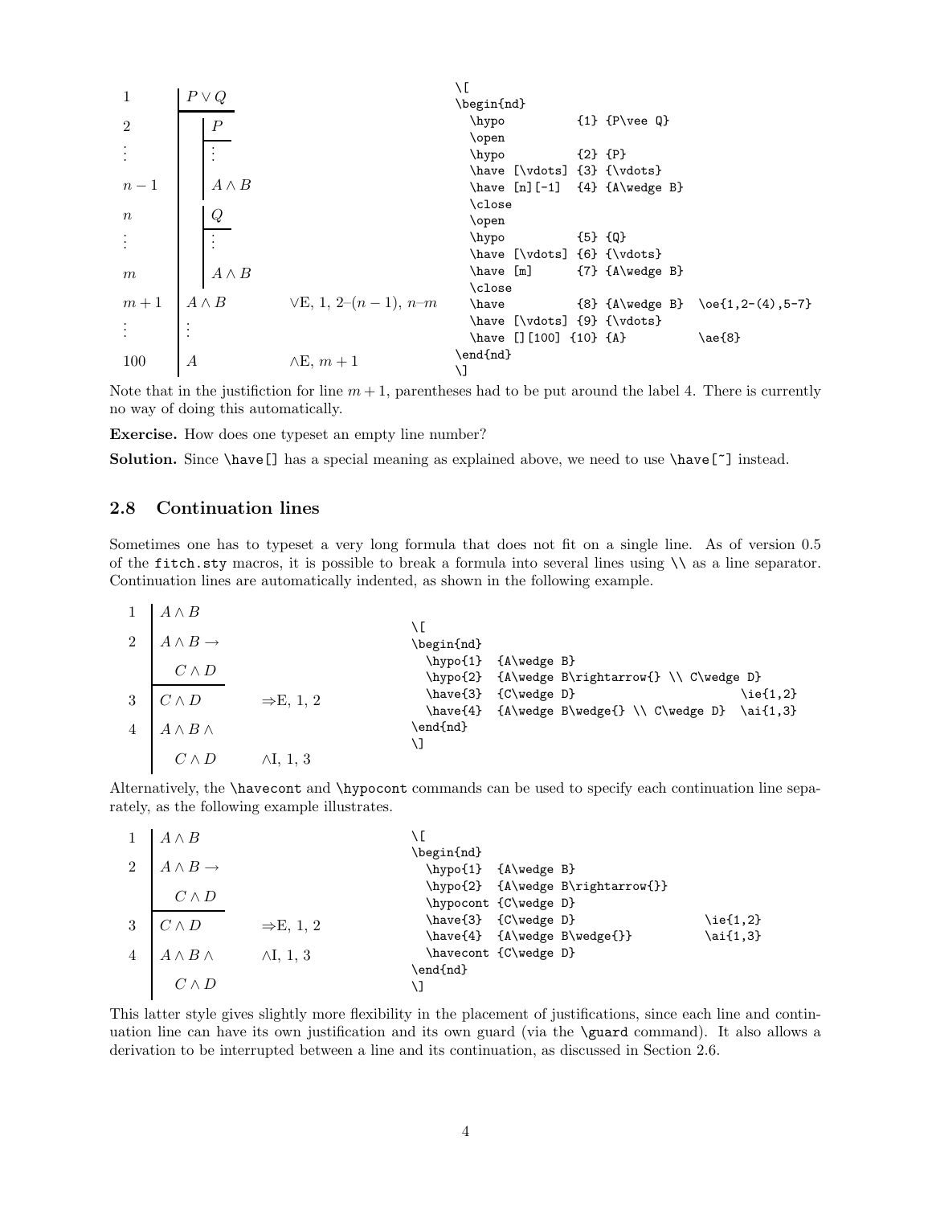| | | |
|---|---|---|
| 1 | $P \vee Q$ | |
| 2 | $P$ | |
| $\vdots$ | $\vdots$ | |
| $n-1$ | $A \wedge B$ | |
| $n$ | $Q$ | |
| $\vdots$ | $\vdots$ | |
| $m$ | $A \wedge B$ | |
| $m+1$ | $A \wedge B$ | $\vee$E, 1, 2–$(n-1)$, $n$–$m$ |
| $\vdots$ | $\vdots$ | |
| 100 | $A$ | $\wedge$E, $m+1$ |

```
\[
\begin{nd}
  \hypo          {1} {P\vee Q}
  \open
  \hypo          {2} {P}
  \have [\vdots] {3} {\vdots}
  \have [n][-1]  {4} {A\wedge B}
  \close
  \open
  \hypo          {5} {Q}
  \have [\vdots] {6} {\vdots}
  \have [m]      {7} {A\wedge B}
  \close
  \have          {8} {A\wedge B}  \oe{1,2-(4),5-7}
  \have [\vdots] {9} {\vdots}
  \have [][100] {10} {A}          \ae{8}
\end{nd}
\]
```

Note that in the justifiction for line $m+1$, parentheses had to be put around the label 4. There is currently no way of doing this automatically.

**Exercise.** How does one typeset an empty line number?

**Solution.** Since `\have[]` has a special meaning as explained above, we need to use `\have[~]` instead.

## 2.8 Continuation lines

Sometimes one has to typeset a very long formula that does not fit on a single line. As of version 0.5 of the `fitch.sty` macros, it is possible to break a formula into several lines using `\\` as a line separator. Continuation lines are automatically indented, as shown in the following example.

| | | |
|---|---|---|
| 1 | $A \wedge B$ | |
| 2 | $A \wedge B \rightarrow$ | |
| | $C \wedge D$ | |
| 3 | $C \wedge D$ | $\Rightarrow$E, 1, 2 |
| 4 | $A \wedge B \wedge$ | |
| | $C \wedge D$ | $\wedge$I, 1, 3 |

```
\[
\begin{nd}
  \hypo{1}  {A\wedge B}
  \hypo{2}  {A\wedge B\rightarrow{} \\ C\wedge D}
  \have{3}  {C\wedge D}                          \ie{1,2}
  \have{4}  {A\wedge B\wedge{} \\ C\wedge D}  \ai{1,3}
\end{nd}
\]
```

Alternatively, the `\havecont` and `\hypocont` commands can be used to specify each continuation line separately, as the following example illustrates.

| | | |
|---|---|---|
| 1 | $A \wedge B$ | |
| 2 | $A \wedge B \rightarrow$ | |
| | $C \wedge D$ | |
| 3 | $C \wedge D$ | $\Rightarrow$E, 1, 2 |
| 4 | $A \wedge B \wedge$ | $\wedge$I, 1, 3 |
| | $C \wedge D$ | |

```
\[
\begin{nd}
  \hypo{1}  {A\wedge B}
  \hypo{2}  {A\wedge B\rightarrow{}}
  \hypocont {C\wedge D}
  \have{3}  {C\wedge D}                \ie{1,2}
  \have{4}  {A\wedge B\wedge{}}        \ai{1,3}
  \havecont {C\wedge D}
\end{nd}
\]
```

This latter style gives slightly more flexibility in the placement of justifications, since each line and continuation line can have its own justification and its own guard (via the `\guard` command). It also allows a derivation to be interrupted between a line and its continuation, as discussed in Section 2.6.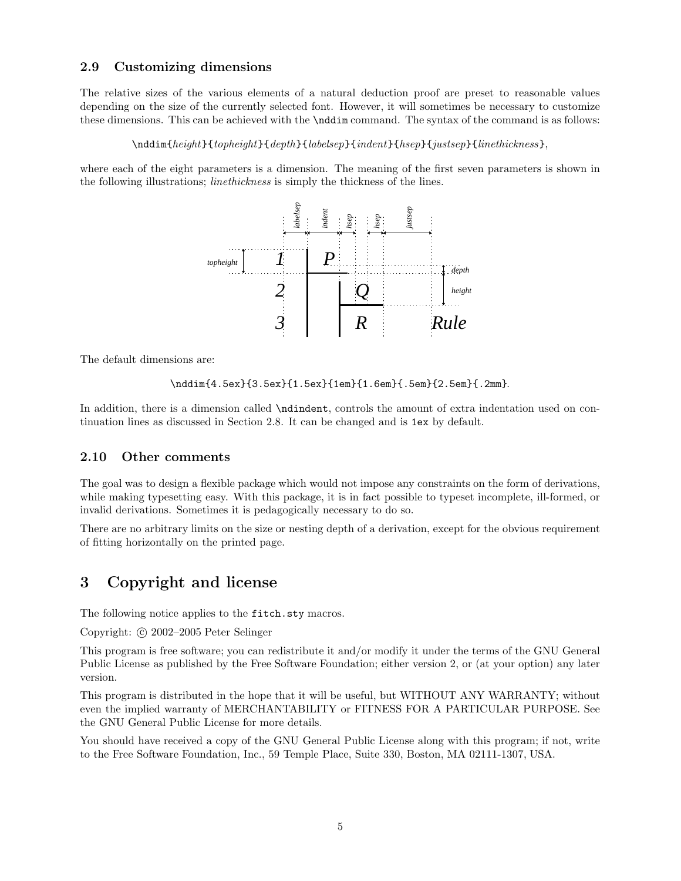### 2.9 Customizing dimensions

The relative sizes of the various elements of a natural deduction proof are preset to reasonable values depending on the size of the currently selected font. However, it will sometimes be necessary to customize these dimensions. This can be achieved with the `\nddim` command. The syntax of the command is as follows:

`\nddim`{*height*}{*topheight*}{*depth*}{*labelsep*}{*indent*}{*hsep*}{*justsep*}{*linethickness*},

where each of the eight parameters is a dimension. The meaning of the first seven parameters is shown in the following illustrations; *linethickness* is simply the thickness of the lines.

labelsep
indent
hsep
hsep
justsep
topheight
1 P
depth
2 Q
height
3 R Rule

The default dimensions are:

`\nddim{4.5ex}{3.5ex}{1.5ex}{1em}{1.6em}{.5em}{2.5em}{.2mm}`.

In addition, there is a dimension called `\ndindent`, controls the amount of extra indentation used on continuation lines as discussed in Section 2.8. It can be changed and is `1ex` by default.

### 2.10 Other comments

The goal was to design a flexible package which would not impose any constraints on the form of derivations, while making typesetting easy. With this package, it is in fact possible to typeset incomplete, ill-formed, or invalid derivations. Sometimes it is pedagogically necessary to do so.

There are no arbitrary limits on the size or nesting depth of a derivation, except for the obvious requirement of fitting horizontally on the printed page.

## 3 Copyright and license

The following notice applies to the `fitch.sty` macros.

Copyright: © 2002–2005 Peter Selinger

This program is free software; you can redistribute it and/or modify it under the terms of the GNU General Public License as published by the Free Software Foundation; either version 2, or (at your option) any later version.

This program is distributed in the hope that it will be useful, but WITHOUT ANY WARRANTY; without even the implied warranty of MERCHANTABILITY or FITNESS FOR A PARTICULAR PURPOSE. See the GNU General Public License for more details.

You should have received a copy of the GNU General Public License along with this program; if not, write to the Free Software Foundation, Inc., 59 Temple Place, Suite 330, Boston, MA 02111-1307, USA.